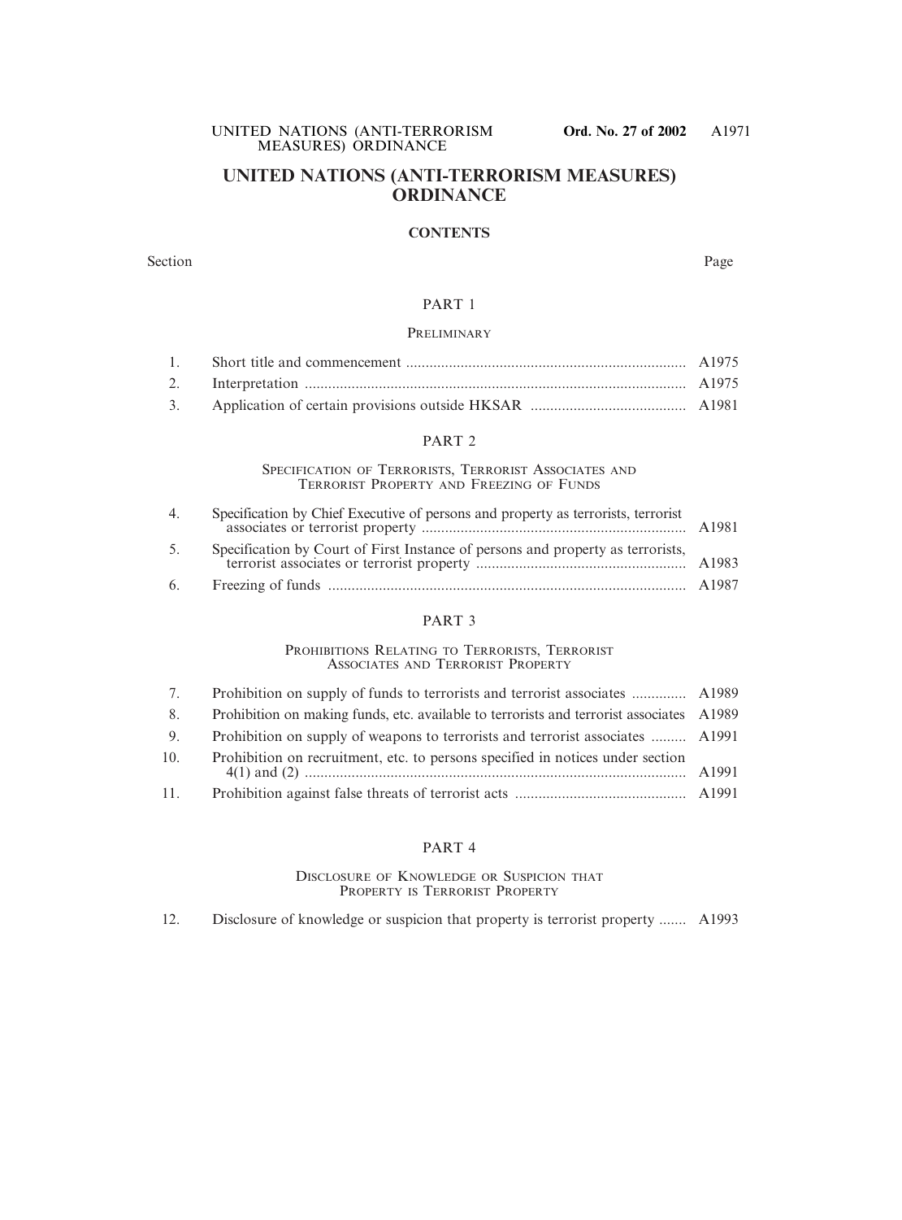# UNITED NATIONS (ANTI-TERRORISM MEASURES) ORDINANCE

## CONTENTS

| Section | | Page |
|---|---|---|
| | **PART 1** | |
| | **PRELIMINARY** | |
| 1. | Short title and commencement | A1975 |
| 2. | Interpretation | A1975 |
| 3. | Application of certain provisions outside HKSAR | A1981 |
| | **PART 2** | |
| | **SPECIFICATION OF TERRORISTS, TERRORIST ASSOCIATES AND TERRORIST PROPERTY AND FREEZING OF FUNDS** | |
| 4. | Specification by Chief Executive of persons and property as terrorists, terrorist associates or terrorist property | A1981 |
| 5. | Specification by Court of First Instance of persons and property as terrorists, terrorist associates or terrorist property | A1983 |
| 6. | Freezing of funds | A1987 |
| | **PART 3** | |
| | **PROHIBITIONS RELATING TO TERRORISTS, TERRORIST ASSOCIATES AND TERRORIST PROPERTY** | |
| 7. | Prohibition on supply of funds to terrorists and terrorist associates | A1989 |
| 8. | Prohibition on making funds, etc. available to terrorists and terrorist associates | A1989 |
| 9. | Prohibition on supply of weapons to terrorists and terrorist associates | A1991 |
| 10. | Prohibition on recruitment, etc. to persons specified in notices under section 4(1) and (2) | A1991 |
| 11. | Prohibition against false threats of terrorist acts | A1991 |
| | **PART 4** | |
| | **DISCLOSURE OF KNOWLEDGE OR SUSPICION THAT PROPERTY IS TERRORIST PROPERTY** | |
| 12. | Disclosure of knowledge or suspicion that property is terrorist property | A1993 |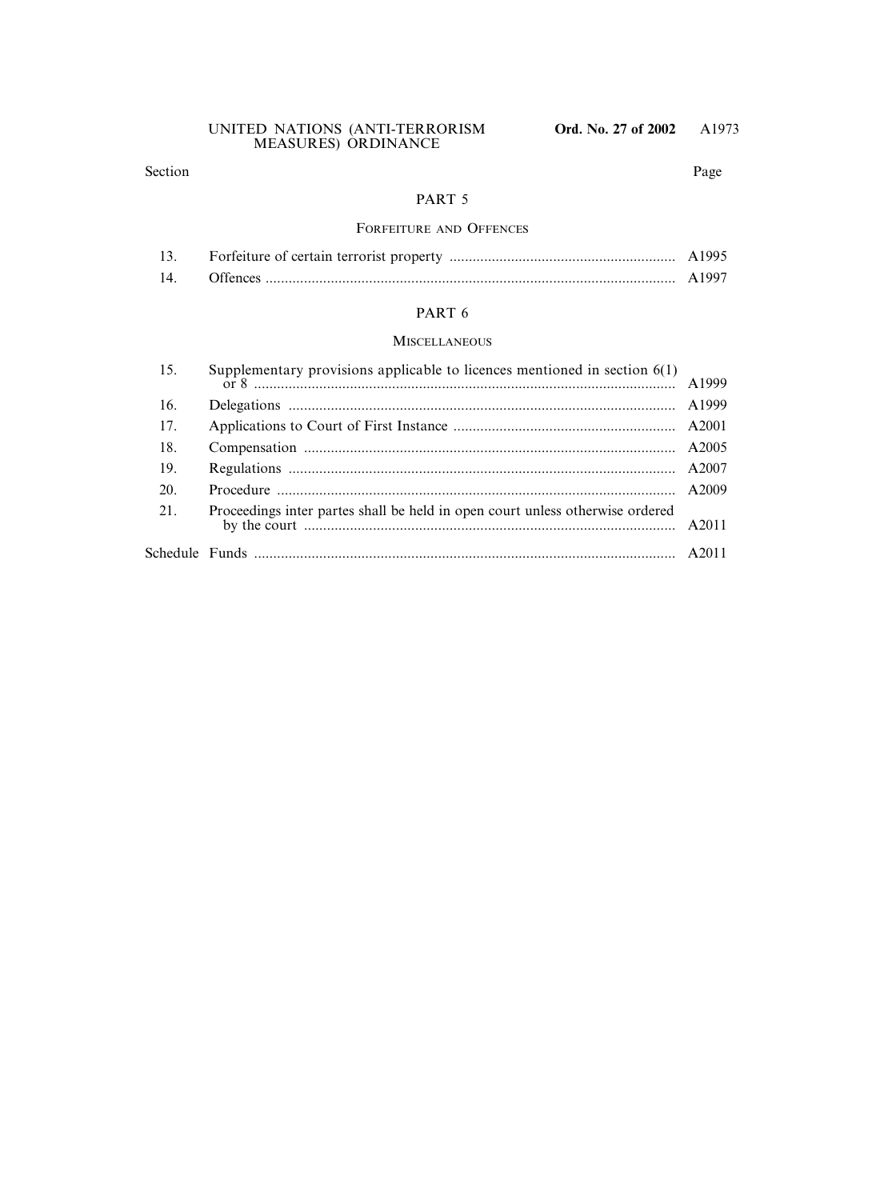| Section | | Page |
|---|---|---|

## PART 5

### FORFEITURE AND OFFENCES

| | | |
|---|---|---|
| 13. | Forfeiture of certain terrorist property | A1995 |
| 14. | Offences | A1997 |

## PART 6

### MISCELLANEOUS

| | | |
|---|---|---|
| 15. | Supplementary provisions applicable to licences mentioned in section 6(1) or 8 | A1999 |
| 16. | Delegations | A1999 |
| 17. | Applications to Court of First Instance | A2001 |
| 18. | Compensation | A2005 |
| 19. | Regulations | A2007 |
| 20. | Procedure | A2009 |
| 21. | Proceedings inter partes shall be held in open court unless otherwise ordered by the court | A2011 |
| Schedule | Funds | A2011 |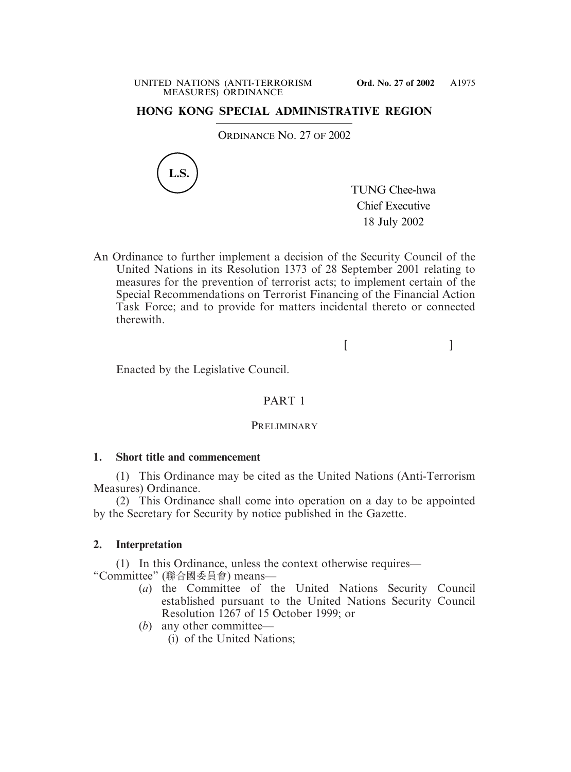**HONG KONG SPECIAL ADMINISTRATIVE REGION**

ORDINANCE NO. 27 OF 2002

L.S.

TUNG Chee-hwa
Chief Executive
18 July 2002

An Ordinance to further implement a decision of the Security Council of the United Nations in its Resolution 1373 of 28 September 2001 relating to measures for the prevention of terrorist acts; to implement certain of the Special Recommendations on Terrorist Financing of the Financial Action Task Force; and to provide for matters incidental thereto or connected therewith.

[ ]

Enacted by the Legislative Council.

## PART 1

### PRELIMINARY

**1. Short title and commencement**

(1) This Ordinance may be cited as the United Nations (Anti-Terrorism Measures) Ordinance.

(2) This Ordinance shall come into operation on a day to be appointed by the Secretary for Security by notice published in the Gazette.

**2. Interpretation**

(1) In this Ordinance, unless the context otherwise requires—

"Committee" (聯合國委員會) means—

(*a*) the Committee of the United Nations Security Council established pursuant to the United Nations Security Council Resolution 1267 of 15 October 1999; or

(*b*) any other committee—

(i) of the United Nations;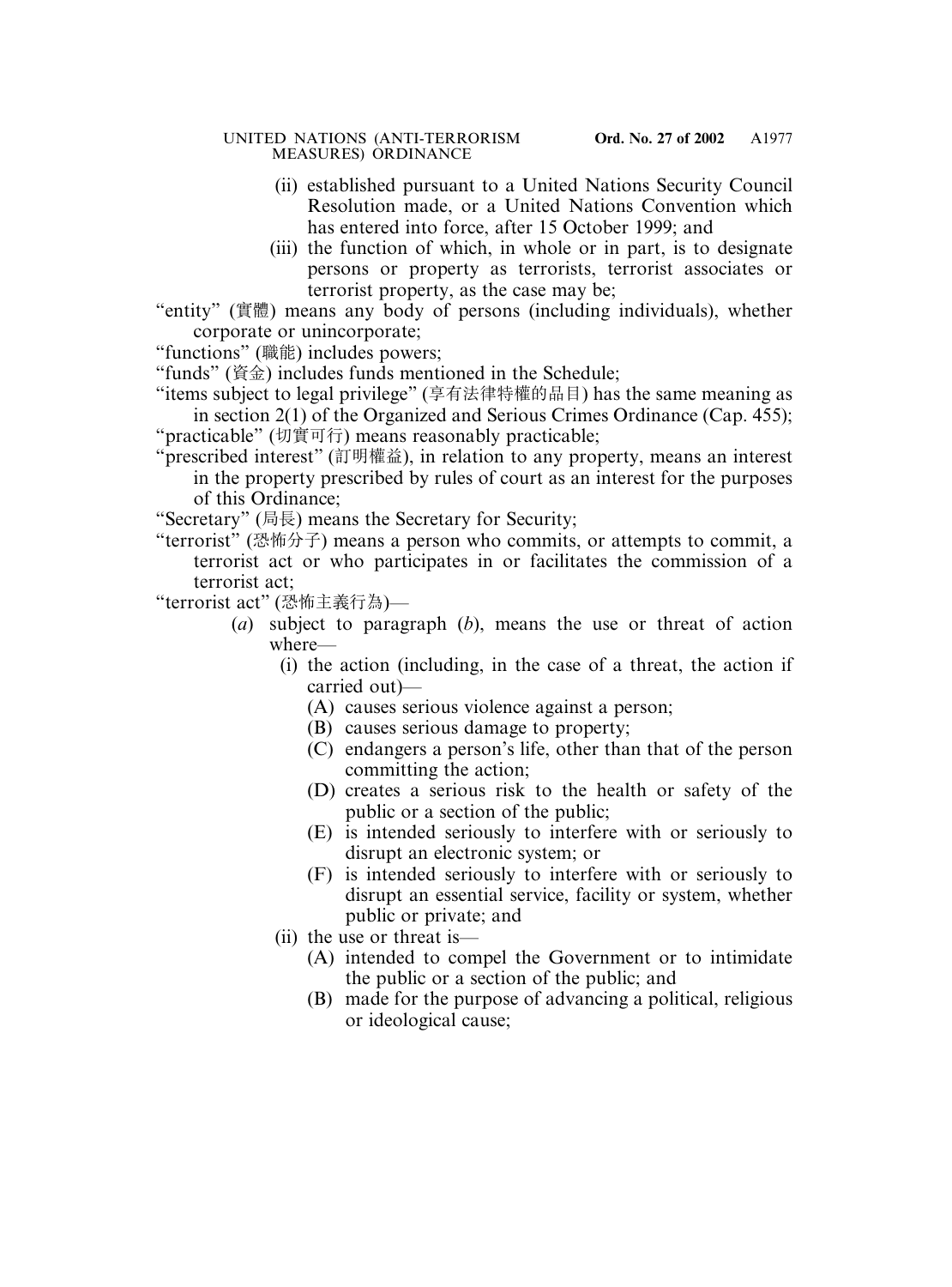(ii) established pursuant to a United Nations Security Council Resolution made, or a United Nations Convention which has entered into force, after 15 October 1999; and

(iii) the function of which, in whole or in part, is to designate persons or property as terrorists, terrorist associates or terrorist property, as the case may be;

"entity" (實體) means any body of persons (including individuals), whether corporate or unincorporate;

"functions" (職能) includes powers;

"funds" (資金) includes funds mentioned in the Schedule;

"items subject to legal privilege" (享有法律特權的品目) has the same meaning as in section 2(1) of the Organized and Serious Crimes Ordinance (Cap. 455);

"practicable" (切實可行) means reasonably practicable;

"prescribed interest" (訂明權益), in relation to any property, means an interest in the property prescribed by rules of court as an interest for the purposes of this Ordinance;

"Secretary" (局長) means the Secretary for Security;

"terrorist" (恐怖分子) means a person who commits, or attempts to commit, a terrorist act or who participates in or facilitates the commission of a terrorist act;

"terrorist act" (恐怖主義行為)—

(*a*) subject to paragraph (*b*), means the use or threat of action where—

(i) the action (including, in the case of a threat, the action if carried out)—

(A) causes serious violence against a person;

(B) causes serious damage to property;

(C) endangers a person's life, other than that of the person committing the action;

(D) creates a serious risk to the health or safety of the public or a section of the public;

(E) is intended seriously to interfere with or seriously to disrupt an electronic system; or

(F) is intended seriously to interfere with or seriously to disrupt an essential service, facility or system, whether public or private; and

(ii) the use or threat is—

(A) intended to compel the Government or to intimidate the public or a section of the public; and

(B) made for the purpose of advancing a political, religious or ideological cause;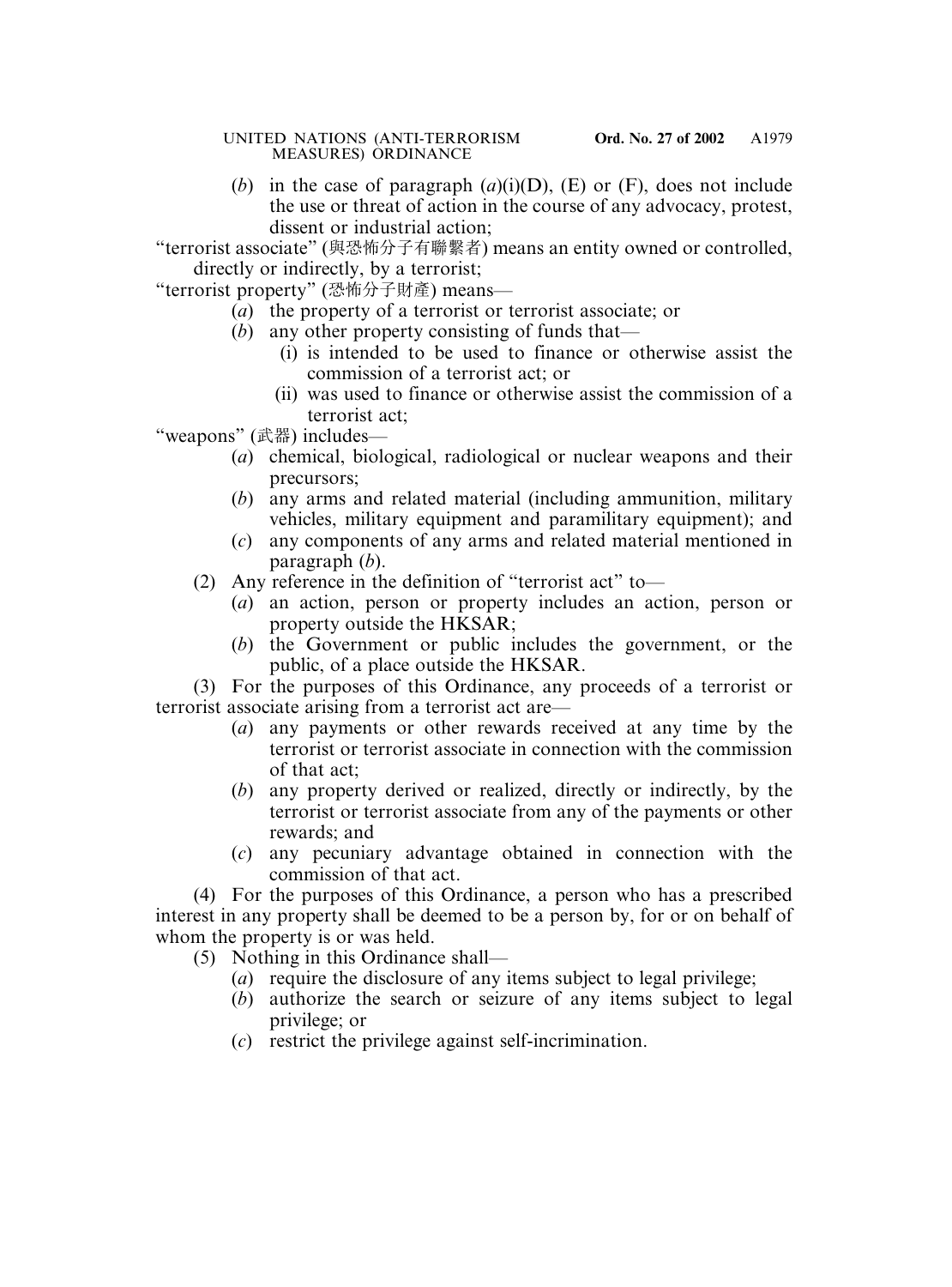(*b*) in the case of paragraph (*a*)(i)(D), (E) or (F), does not include the use or threat of action in the course of any advocacy, protest, dissent or industrial action;

"terrorist associate" (與恐怖分子有聯繫者) means an entity owned or controlled, directly or indirectly, by a terrorist;

"terrorist property" (恐怖分子財產) means—

(*a*) the property of a terrorist or terrorist associate; or

(*b*) any other property consisting of funds that—

(i) is intended to be used to finance or otherwise assist the commission of a terrorist act; or

(ii) was used to finance or otherwise assist the commission of a terrorist act;

"weapons" (武器) includes—

(*a*) chemical, biological, radiological or nuclear weapons and their precursors;

(*b*) any arms and related material (including ammunition, military vehicles, military equipment and paramilitary equipment); and

(*c*) any components of any arms and related material mentioned in paragraph (*b*).

(2) Any reference in the definition of "terrorist act" to—

(*a*) an action, person or property includes an action, person or property outside the HKSAR;

(*b*) the Government or public includes the government, or the public, of a place outside the HKSAR.

(3) For the purposes of this Ordinance, any proceeds of a terrorist or terrorist associate arising from a terrorist act are—

(*a*) any payments or other rewards received at any time by the terrorist or terrorist associate in connection with the commission of that act;

(*b*) any property derived or realized, directly or indirectly, by the terrorist or terrorist associate from any of the payments or other rewards; and

(*c*) any pecuniary advantage obtained in connection with the commission of that act.

(4) For the purposes of this Ordinance, a person who has a prescribed interest in any property shall be deemed to be a person by, for or on behalf of whom the property is or was held.

(5) Nothing in this Ordinance shall—

(*a*) require the disclosure of any items subject to legal privilege;

(*b*) authorize the search or seizure of any items subject to legal privilege; or

(*c*) restrict the privilege against self-incrimination.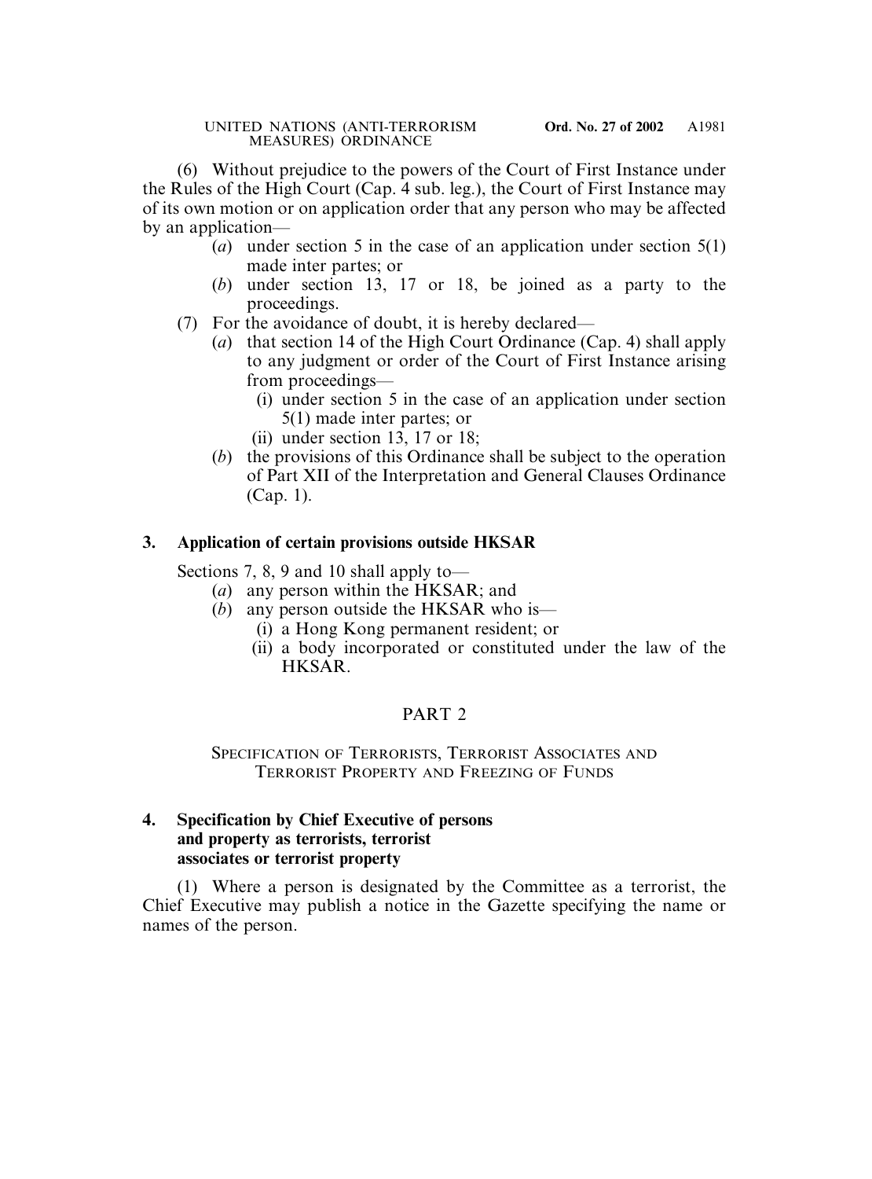(6) Without prejudice to the powers of the Court of First Instance under the Rules of the High Court (Cap. 4 sub. leg.), the Court of First Instance may of its own motion or on application order that any person who may be affected by an application—

(*a*) under section 5 in the case of an application under section 5(1) made inter partes; or

(*b*) under section 13, 17 or 18, be joined as a party to the proceedings.

(7) For the avoidance of doubt, it is hereby declared—

(*a*) that section 14 of the High Court Ordinance (Cap. 4) shall apply to any judgment or order of the Court of First Instance arising from proceedings—

(i) under section 5 in the case of an application under section 5(1) made inter partes; or

(ii) under section 13, 17 or 18;

(*b*) the provisions of this Ordinance shall be subject to the operation of Part XII of the Interpretation and General Clauses Ordinance (Cap. 1).

### 3. Application of certain provisions outside HKSAR

Sections 7, 8, 9 and 10 shall apply to—

(*a*) any person within the HKSAR; and

(*b*) any person outside the HKSAR who is—

(i) a Hong Kong permanent resident; or

(ii) a body incorporated or constituted under the law of the HKSAR.

## PART 2

## SPECIFICATION OF TERRORISTS, TERRORIST ASSOCIATES AND TERRORIST PROPERTY AND FREEZING OF FUNDS

### 4. Specification by Chief Executive of persons and property as terrorists, terrorist associates or terrorist property

(1) Where a person is designated by the Committee as a terrorist, the Chief Executive may publish a notice in the Gazette specifying the name or names of the person.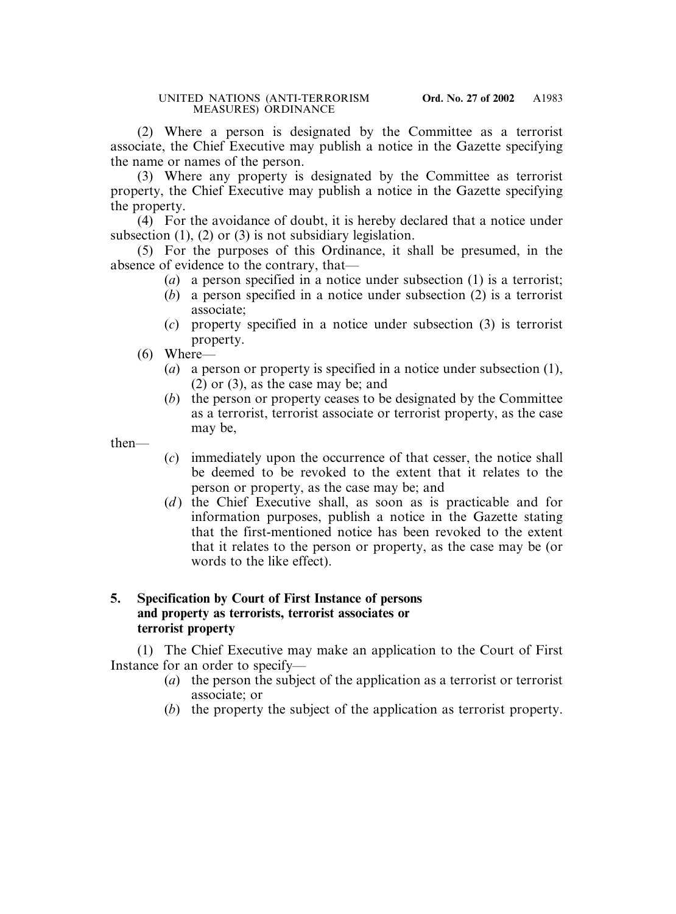(2) Where a person is designated by the Committee as a terrorist associate, the Chief Executive may publish a notice in the Gazette specifying the name or names of the person.

(3) Where any property is designated by the Committee as terrorist property, the Chief Executive may publish a notice in the Gazette specifying the property.

(4) For the avoidance of doubt, it is hereby declared that a notice under subsection (1), (2) or (3) is not subsidiary legislation.

(5) For the purposes of this Ordinance, it shall be presumed, in the absence of evidence to the contrary, that—

- (*a*) a person specified in a notice under subsection (1) is a terrorist;
- (*b*) a person specified in a notice under subsection (2) is a terrorist associate;
- (*c*) property specified in a notice under subsection (3) is terrorist property.

(6) Where—

- (*a*) a person or property is specified in a notice under subsection (1), (2) or (3), as the case may be; and
- (*b*) the person or property ceases to be designated by the Committee as a terrorist, terrorist associate or terrorist property, as the case may be,

then—

- (*c*) immediately upon the occurrence of that cesser, the notice shall be deemed to be revoked to the extent that it relates to the person or property, as the case may be; and
- (*d*) the Chief Executive shall, as soon as is practicable and for information purposes, publish a notice in the Gazette stating that the first-mentioned notice has been revoked to the extent that it relates to the person or property, as the case may be (or words to the like effect).

### 5. Specification by Court of First Instance of persons and property as terrorists, terrorist associates or terrorist property

(1) The Chief Executive may make an application to the Court of First Instance for an order to specify—

- (*a*) the person the subject of the application as a terrorist or terrorist associate; or
- (*b*) the property the subject of the application as terrorist property.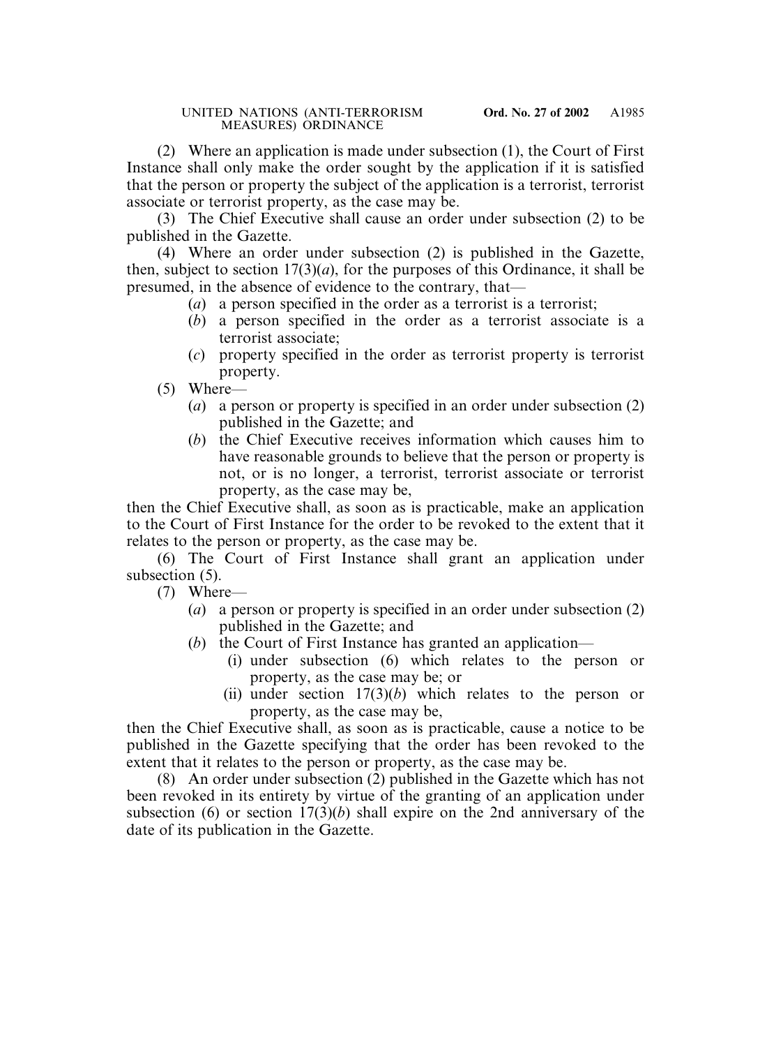(2) Where an application is made under subsection (1), the Court of First Instance shall only make the order sought by the application if it is satisfied that the person or property the subject of the application is a terrorist, terrorist associate or terrorist property, as the case may be.

(3) The Chief Executive shall cause an order under subsection (2) to be published in the Gazette.

(4) Where an order under subsection (2) is published in the Gazette, then, subject to section 17(3)(*a*), for the purposes of this Ordinance, it shall be presumed, in the absence of evidence to the contrary, that—

(*a*) a person specified in the order as a terrorist is a terrorist;

(*b*) a person specified in the order as a terrorist associate is a terrorist associate;

(*c*) property specified in the order as terrorist property is terrorist property.

(5) Where—

(*a*) a person or property is specified in an order under subsection (2) published in the Gazette; and

(*b*) the Chief Executive receives information which causes him to have reasonable grounds to believe that the person or property is not, or is no longer, a terrorist, terrorist associate or terrorist property, as the case may be,

then the Chief Executive shall, as soon as is practicable, make an application to the Court of First Instance for the order to be revoked to the extent that it relates to the person or property, as the case may be.

(6) The Court of First Instance shall grant an application under subsection (5).

(7) Where—

(*a*) a person or property is specified in an order under subsection (2) published in the Gazette; and

(*b*) the Court of First Instance has granted an application—

(i) under subsection (6) which relates to the person or property, as the case may be; or

(ii) under section 17(3)(*b*) which relates to the person or property, as the case may be,

then the Chief Executive shall, as soon as is practicable, cause a notice to be published in the Gazette specifying that the order has been revoked to the extent that it relates to the person or property, as the case may be.

(8) An order under subsection (2) published in the Gazette which has not been revoked in its entirety by virtue of the granting of an application under subsection (6) or section 17(3)(*b*) shall expire on the 2nd anniversary of the date of its publication in the Gazette.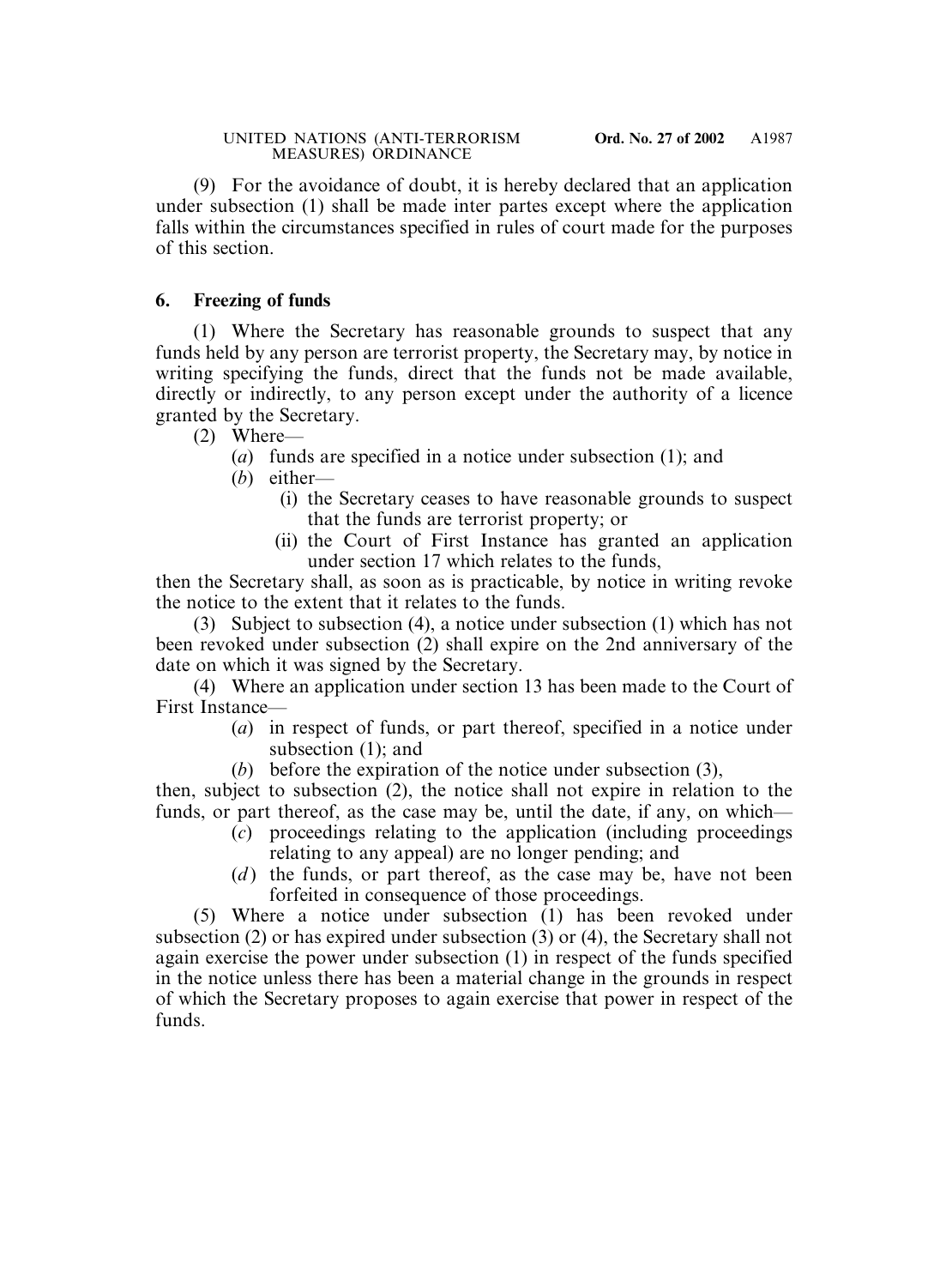(9) For the avoidance of doubt, it is hereby declared that an application under subsection (1) shall be made inter partes except where the application falls within the circumstances specified in rules of court made for the purposes of this section.

**6. Freezing of funds**

(1) Where the Secretary has reasonable grounds to suspect that any funds held by any person are terrorist property, the Secretary may, by notice in writing specifying the funds, direct that the funds not be made available, directly or indirectly, to any person except under the authority of a licence granted by the Secretary.

(2) Where—

- (*a*) funds are specified in a notice under subsection (1); and
- (*b*) either—
  - (i) the Secretary ceases to have reasonable grounds to suspect that the funds are terrorist property; or
  - (ii) the Court of First Instance has granted an application under section 17 which relates to the funds,

then the Secretary shall, as soon as is practicable, by notice in writing revoke the notice to the extent that it relates to the funds.

(3) Subject to subsection (4), a notice under subsection (1) which has not been revoked under subsection (2) shall expire on the 2nd anniversary of the date on which it was signed by the Secretary.

(4) Where an application under section 13 has been made to the Court of First Instance—

- (*a*) in respect of funds, or part thereof, specified in a notice under subsection (1); and
- (*b*) before the expiration of the notice under subsection (3),

then, subject to subsection (2), the notice shall not expire in relation to the funds, or part thereof, as the case may be, until the date, if any, on which—

- (*c*) proceedings relating to the application (including proceedings relating to any appeal) are no longer pending; and
- (*d*) the funds, or part thereof, as the case may be, have not been forfeited in consequence of those proceedings.

(5) Where a notice under subsection (1) has been revoked under subsection (2) or has expired under subsection (3) or (4), the Secretary shall not again exercise the power under subsection (1) in respect of the funds specified in the notice unless there has been a material change in the grounds in respect of which the Secretary proposes to again exercise that power in respect of the funds.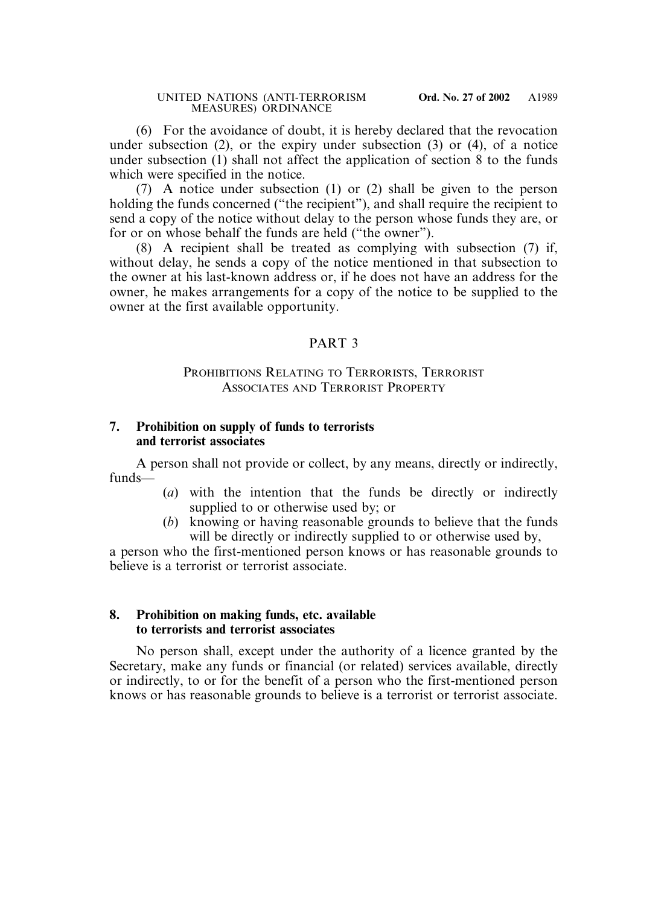(6) For the avoidance of doubt, it is hereby declared that the revocation under subsection (2), or the expiry under subsection (3) or (4), of a notice under subsection (1) shall not affect the application of section 8 to the funds which were specified in the notice.

(7) A notice under subsection (1) or (2) shall be given to the person holding the funds concerned ("the recipient"), and shall require the recipient to send a copy of the notice without delay to the person whose funds they are, or for or on whose behalf the funds are held ("the owner").

(8) A recipient shall be treated as complying with subsection (7) if, without delay, he sends a copy of the notice mentioned in that subsection to the owner at his last-known address or, if he does not have an address for the owner, he makes arrangements for a copy of the notice to be supplied to the owner at the first available opportunity.

## PART 3

## PROHIBITIONS RELATING TO TERRORISTS, TERRORIST ASSOCIATES AND TERRORIST PROPERTY

### 7. Prohibition on supply of funds to terrorists and terrorist associates

A person shall not provide or collect, by any means, directly or indirectly, funds—

(*a*) with the intention that the funds be directly or indirectly supplied to or otherwise used by; or

(*b*) knowing or having reasonable grounds to believe that the funds will be directly or indirectly supplied to or otherwise used by,

a person who the first-mentioned person knows or has reasonable grounds to believe is a terrorist or terrorist associate.

### 8. Prohibition on making funds, etc. available to terrorists and terrorist associates

No person shall, except under the authority of a licence granted by the Secretary, make any funds or financial (or related) services available, directly or indirectly, to or for the benefit of a person who the first-mentioned person knows or has reasonable grounds to believe is a terrorist or terrorist associate.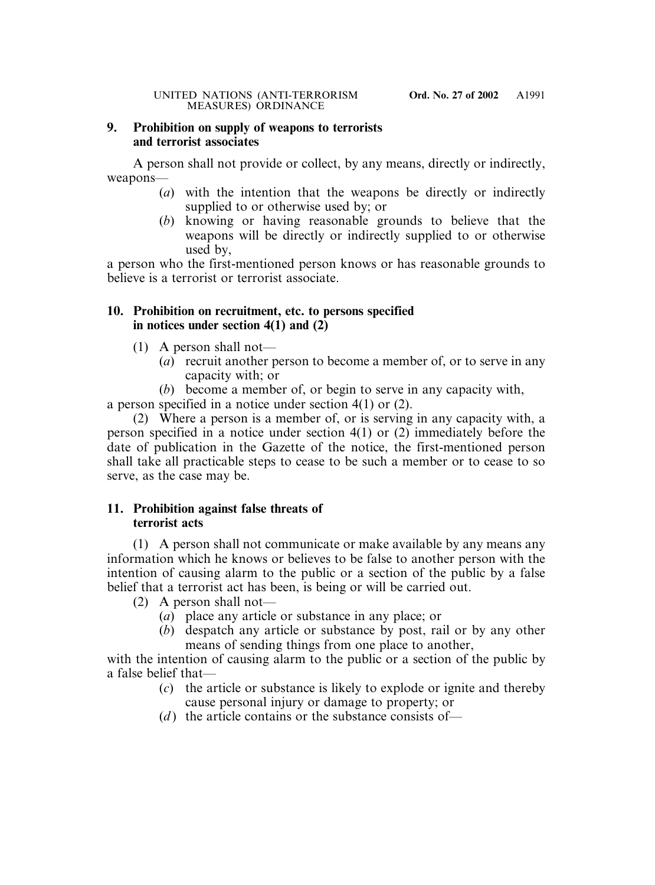### 9. Prohibition on supply of weapons to terrorists and terrorist associates

A person shall not provide or collect, by any means, directly or indirectly, weapons—

(*a*) with the intention that the weapons be directly or indirectly supplied to or otherwise used by; or

(*b*) knowing or having reasonable grounds to believe that the weapons will be directly or indirectly supplied to or otherwise used by,

a person who the first-mentioned person knows or has reasonable grounds to believe is a terrorist or terrorist associate.

### 10. Prohibition on recruitment, etc. to persons specified in notices under section 4(1) and (2)

(1) A person shall not—

(*a*) recruit another person to become a member of, or to serve in any capacity with; or

(*b*) become a member of, or begin to serve in any capacity with,

a person specified in a notice under section 4(1) or (2).

(2) Where a person is a member of, or is serving in any capacity with, a person specified in a notice under section 4(1) or (2) immediately before the date of publication in the Gazette of the notice, the first-mentioned person shall take all practicable steps to cease to be such a member or to cease to so serve, as the case may be.

### 11. Prohibition against false threats of terrorist acts

(1) A person shall not communicate or make available by any means any information which he knows or believes to be false to another person with the intention of causing alarm to the public or a section of the public by a false belief that a terrorist act has been, is being or will be carried out.

(2) A person shall not—

(*a*) place any article or substance in any place; or

(*b*) despatch any article or substance by post, rail or by any other means of sending things from one place to another,

with the intention of causing alarm to the public or a section of the public by a false belief that—

(*c*) the article or substance is likely to explode or ignite and thereby cause personal injury or damage to property; or

(*d*) the article contains or the substance consists of—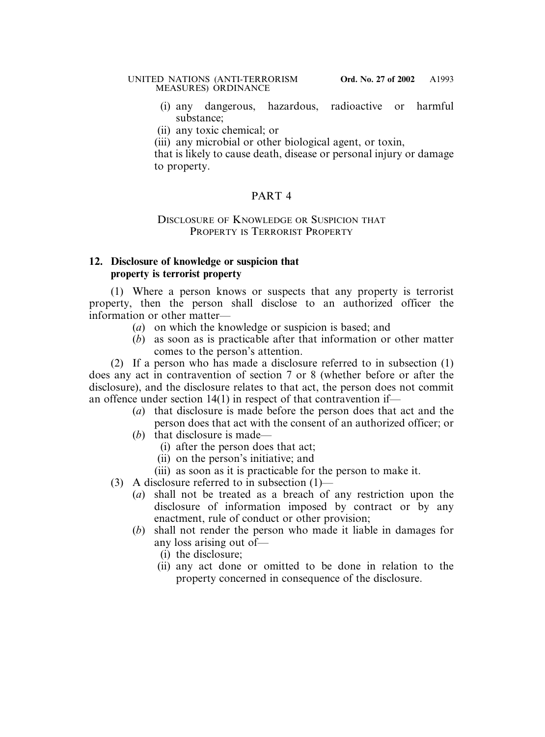(i) any dangerous, hazardous, radioactive or harmful substance;

(ii) any toxic chemical; or

(iii) any microbial or other biological agent, or toxin,

that is likely to cause death, disease or personal injury or damage to property.

## PART 4

### Disclosure of Knowledge or Suspicion that Property is Terrorist Property

**12. Disclosure of knowledge or suspicion that property is terrorist property**

(1) Where a person knows or suspects that any property is terrorist property, then the person shall disclose to an authorized officer the information or other matter—

(*a*) on which the knowledge or suspicion is based; and

(*b*) as soon as is practicable after that information or other matter comes to the person's attention.

(2) If a person who has made a disclosure referred to in subsection (1) does any act in contravention of section 7 or 8 (whether before or after the disclosure), and the disclosure relates to that act, the person does not commit an offence under section 14(1) in respect of that contravention if—

(*a*) that disclosure is made before the person does that act and the person does that act with the consent of an authorized officer; or

(*b*) that disclosure is made—

(i) after the person does that act;

(ii) on the person's initiative; and

(iii) as soon as it is practicable for the person to make it.

(3) A disclosure referred to in subsection (1)—

(*a*) shall not be treated as a breach of any restriction upon the disclosure of information imposed by contract or by any enactment, rule of conduct or other provision;

(*b*) shall not render the person who made it liable in damages for any loss arising out of—

(i) the disclosure;

(ii) any act done or omitted to be done in relation to the property concerned in consequence of the disclosure.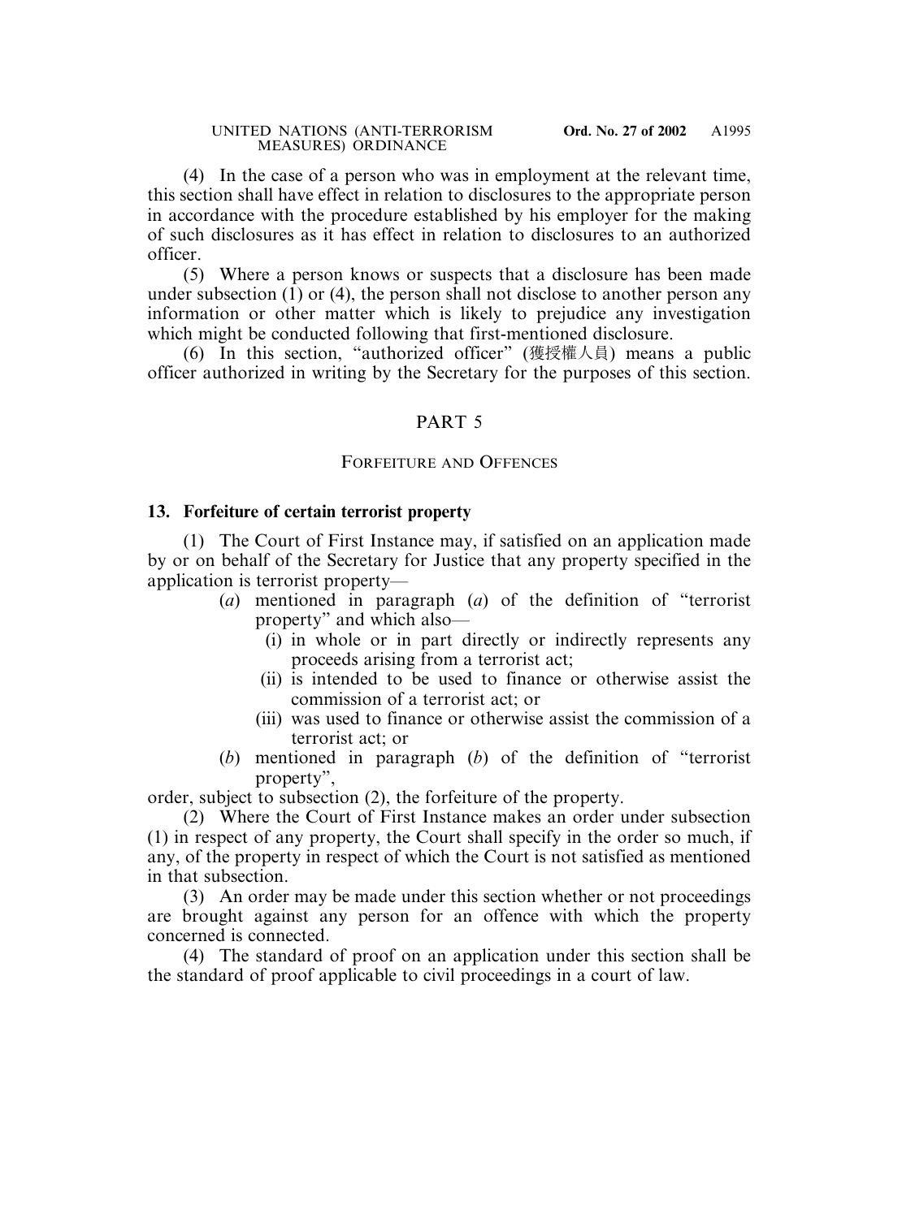(4) In the case of a person who was in employment at the relevant time, this section shall have effect in relation to disclosures to the appropriate person in accordance with the procedure established by his employer for the making of such disclosures as it has effect in relation to disclosures to an authorized officer.

(5) Where a person knows or suspects that a disclosure has been made under subsection (1) or (4), the person shall not disclose to another person any information or other matter which is likely to prejudice any investigation which might be conducted following that first-mentioned disclosure.

(6) In this section, "authorized officer" (獲授權人員) means a public officer authorized in writing by the Secretary for the purposes of this section.

## PART 5

### FORFEITURE AND OFFENCES

**13. Forfeiture of certain terrorist property**

(1) The Court of First Instance may, if satisfied on an application made by or on behalf of the Secretary for Justice that any property specified in the application is terrorist property—

- (*a*) mentioned in paragraph (*a*) of the definition of "terrorist property" and which also—
  - (i) in whole or in part directly or indirectly represents any proceeds arising from a terrorist act;
  - (ii) is intended to be used to finance or otherwise assist the commission of a terrorist act; or
  - (iii) was used to finance or otherwise assist the commission of a terrorist act; or
- (*b*) mentioned in paragraph (*b*) of the definition of "terrorist property",

order, subject to subsection (2), the forfeiture of the property.

(2) Where the Court of First Instance makes an order under subsection (1) in respect of any property, the Court shall specify in the order so much, if any, of the property in respect of which the Court is not satisfied as mentioned in that subsection.

(3) An order may be made under this section whether or not proceedings are brought against any person for an offence with which the property concerned is connected.

(4) The standard of proof on an application under this section shall be the standard of proof applicable to civil proceedings in a court of law.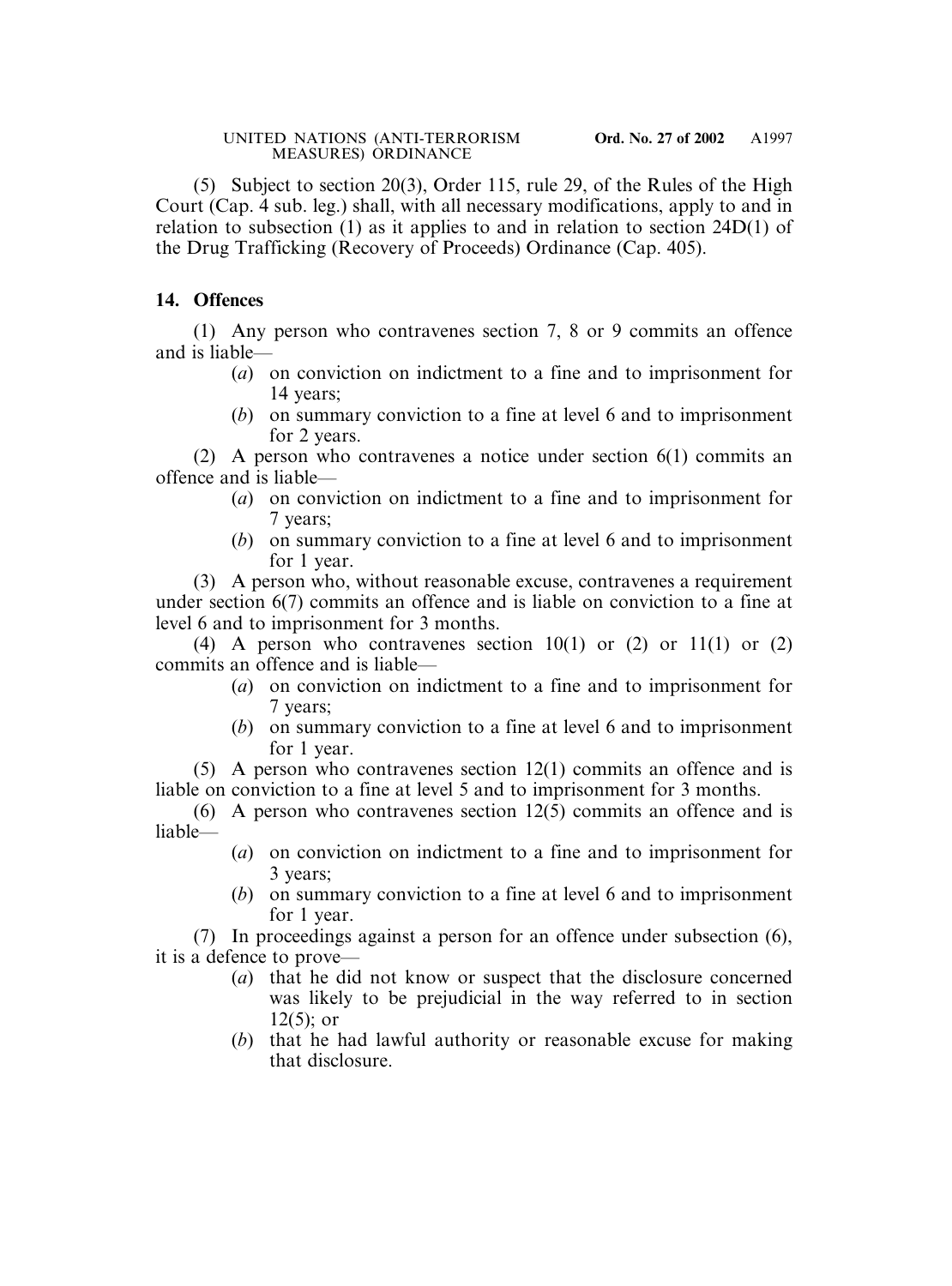(5) Subject to section 20(3), Order 115, rule 29, of the Rules of the High Court (Cap. 4 sub. leg.) shall, with all necessary modifications, apply to and in relation to subsection (1) as it applies to and in relation to section 24D(1) of the Drug Trafficking (Recovery of Proceeds) Ordinance (Cap. 405).

**14. Offences**

(1) Any person who contravenes section 7, 8 or 9 commits an offence and is liable—

- (*a*) on conviction on indictment to a fine and to imprisonment for 14 years;
- (*b*) on summary conviction to a fine at level 6 and to imprisonment for 2 years.

(2) A person who contravenes a notice under section 6(1) commits an offence and is liable—

- (*a*) on conviction on indictment to a fine and to imprisonment for 7 years;
- (*b*) on summary conviction to a fine at level 6 and to imprisonment for 1 year.

(3) A person who, without reasonable excuse, contravenes a requirement under section 6(7) commits an offence and is liable on conviction to a fine at level 6 and to imprisonment for 3 months.

(4) A person who contravenes section 10(1) or (2) or 11(1) or (2) commits an offence and is liable—

- (*a*) on conviction on indictment to a fine and to imprisonment for 7 years;
- (*b*) on summary conviction to a fine at level 6 and to imprisonment for 1 year.

(5) A person who contravenes section 12(1) commits an offence and is liable on conviction to a fine at level 5 and to imprisonment for 3 months.

(6) A person who contravenes section 12(5) commits an offence and is liable—

- (*a*) on conviction on indictment to a fine and to imprisonment for 3 years;
- (*b*) on summary conviction to a fine at level 6 and to imprisonment for 1 year.

(7) In proceedings against a person for an offence under subsection (6), it is a defence to prove—

- (*a*) that he did not know or suspect that the disclosure concerned was likely to be prejudicial in the way referred to in section 12(5); or
- (*b*) that he had lawful authority or reasonable excuse for making that disclosure.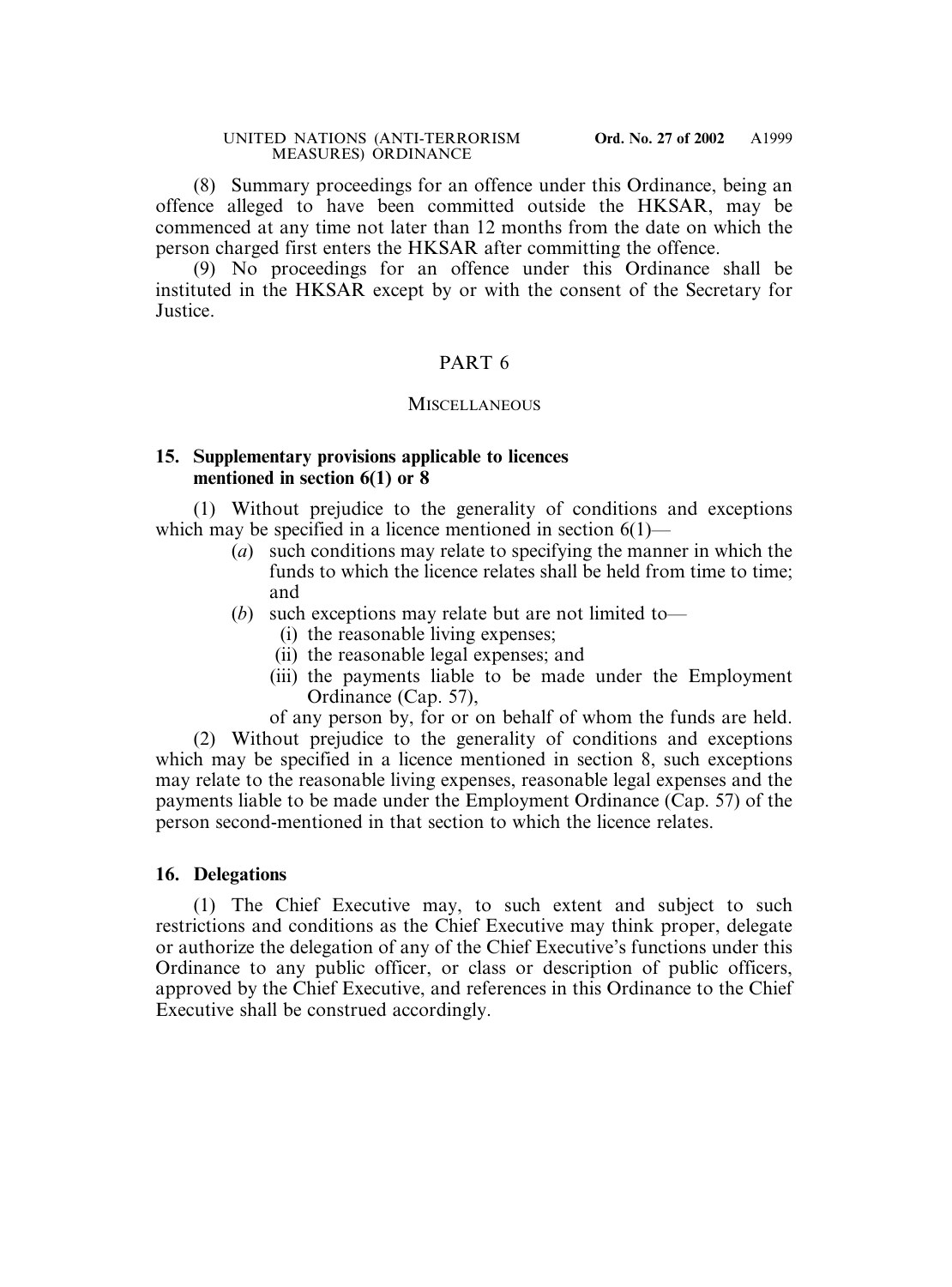(8) Summary proceedings for an offence under this Ordinance, being an offence alleged to have been committed outside the HKSAR, may be commenced at any time not later than 12 months from the date on which the person charged first enters the HKSAR after committing the offence.

(9) No proceedings for an offence under this Ordinance shall be instituted in the HKSAR except by or with the consent of the Secretary for Justice.

## PART 6

### MISCELLANEOUS

**15. Supplementary provisions applicable to licences mentioned in section 6(1) or 8**

(1) Without prejudice to the generality of conditions and exceptions which may be specified in a licence mentioned in section 6(1)—

- (*a*) such conditions may relate to specifying the manner in which the funds to which the licence relates shall be held from time to time; and
- (*b*) such exceptions may relate but are not limited to—
  - (i) the reasonable living expenses;
  - (ii) the reasonable legal expenses; and
  - (iii) the payments liable to be made under the Employment Ordinance (Cap. 57),

of any person by, for or on behalf of whom the funds are held.

(2) Without prejudice to the generality of conditions and exceptions which may be specified in a licence mentioned in section 8, such exceptions may relate to the reasonable living expenses, reasonable legal expenses and the payments liable to be made under the Employment Ordinance (Cap. 57) of the person second-mentioned in that section to which the licence relates.

**16. Delegations**

(1) The Chief Executive may, to such extent and subject to such restrictions and conditions as the Chief Executive may think proper, delegate or authorize the delegation of any of the Chief Executive's functions under this Ordinance to any public officer, or class or description of public officers, approved by the Chief Executive, and references in this Ordinance to the Chief Executive shall be construed accordingly.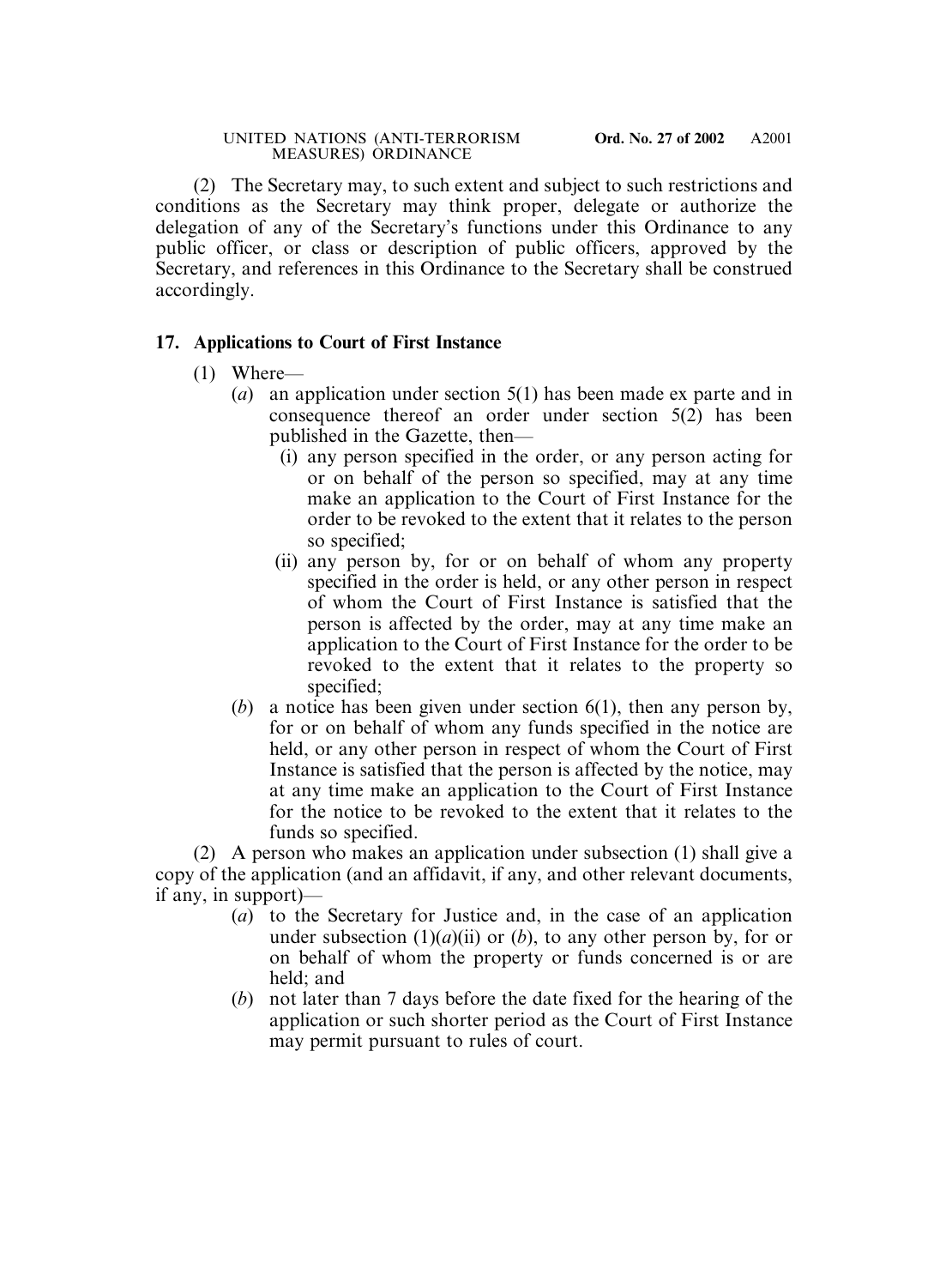(2) The Secretary may, to such extent and subject to such restrictions and conditions as the Secretary may think proper, delegate or authorize the delegation of any of the Secretary's functions under this Ordinance to any public officer, or class or description of public officers, approved by the Secretary, and references in this Ordinance to the Secretary shall be construed accordingly.

**17. Applications to Court of First Instance**

(1) Where—

(*a*) an application under section 5(1) has been made ex parte and in consequence thereof an order under section 5(2) has been published in the Gazette, then—

(i) any person specified in the order, or any person acting for or on behalf of the person so specified, may at any time make an application to the Court of First Instance for the order to be revoked to the extent that it relates to the person so specified;

(ii) any person by, for or on behalf of whom any property specified in the order is held, or any other person in respect of whom the Court of First Instance is satisfied that the person is affected by the order, may at any time make an application to the Court of First Instance for the order to be revoked to the extent that it relates to the property so specified;

(*b*) a notice has been given under section 6(1), then any person by, for or on behalf of whom any funds specified in the notice are held, or any other person in respect of whom the Court of First Instance is satisfied that the person is affected by the notice, may at any time make an application to the Court of First Instance for the notice to be revoked to the extent that it relates to the funds so specified.

(2) A person who makes an application under subsection (1) shall give a copy of the application (and an affidavit, if any, and other relevant documents, if any, in support)—

(*a*) to the Secretary for Justice and, in the case of an application under subsection (1)(*a*)(ii) or (*b*), to any other person by, for or on behalf of whom the property or funds concerned is or are held; and

(*b*) not later than 7 days before the date fixed for the hearing of the application or such shorter period as the Court of First Instance may permit pursuant to rules of court.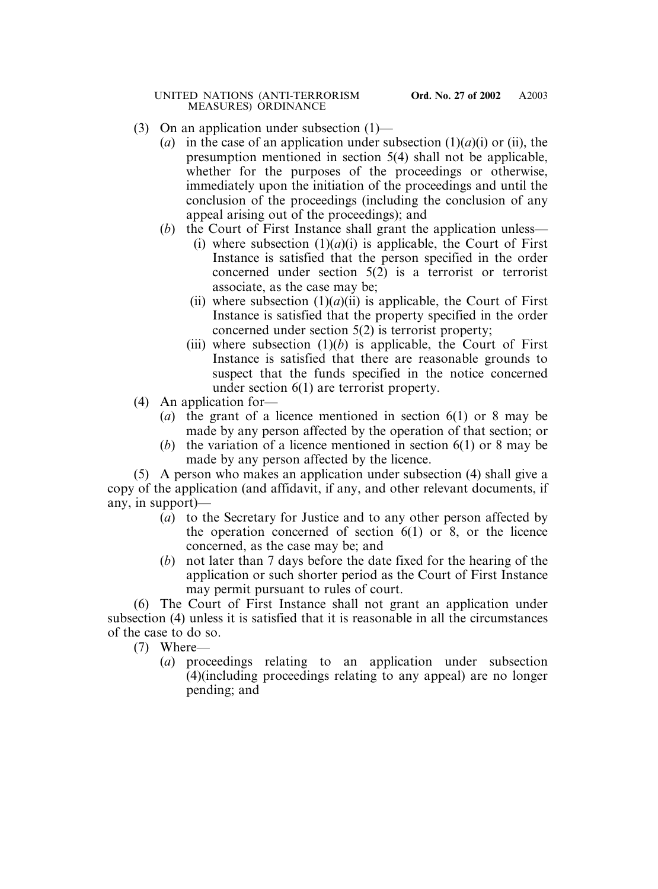(3) On an application under subsection (1)—

(*a*) in the case of an application under subsection (1)(*a*)(i) or (ii), the presumption mentioned in section 5(4) shall not be applicable, whether for the purposes of the proceedings or otherwise, immediately upon the initiation of the proceedings and until the conclusion of the proceedings (including the conclusion of any appeal arising out of the proceedings); and

(*b*) the Court of First Instance shall grant the application unless—

(i) where subsection (1)(*a*)(i) is applicable, the Court of First Instance is satisfied that the person specified in the order concerned under section 5(2) is a terrorist or terrorist associate, as the case may be;

(ii) where subsection (1)(*a*)(ii) is applicable, the Court of First Instance is satisfied that the property specified in the order concerned under section 5(2) is terrorist property;

(iii) where subsection (1)(*b*) is applicable, the Court of First Instance is satisfied that there are reasonable grounds to suspect that the funds specified in the notice concerned under section 6(1) are terrorist property.

(4) An application for—

(*a*) the grant of a licence mentioned in section 6(1) or 8 may be made by any person affected by the operation of that section; or

(*b*) the variation of a licence mentioned in section 6(1) or 8 may be made by any person affected by the licence.

(5) A person who makes an application under subsection (4) shall give a copy of the application (and affidavit, if any, and other relevant documents, if any, in support)—

(*a*) to the Secretary for Justice and to any other person affected by the operation concerned of section 6(1) or 8, or the licence concerned, as the case may be; and

(*b*) not later than 7 days before the date fixed for the hearing of the application or such shorter period as the Court of First Instance may permit pursuant to rules of court.

(6) The Court of First Instance shall not grant an application under subsection (4) unless it is satisfied that it is reasonable in all the circumstances of the case to do so.

(7) Where—

(*a*) proceedings relating to an application under subsection (4)(including proceedings relating to any appeal) are no longer pending; and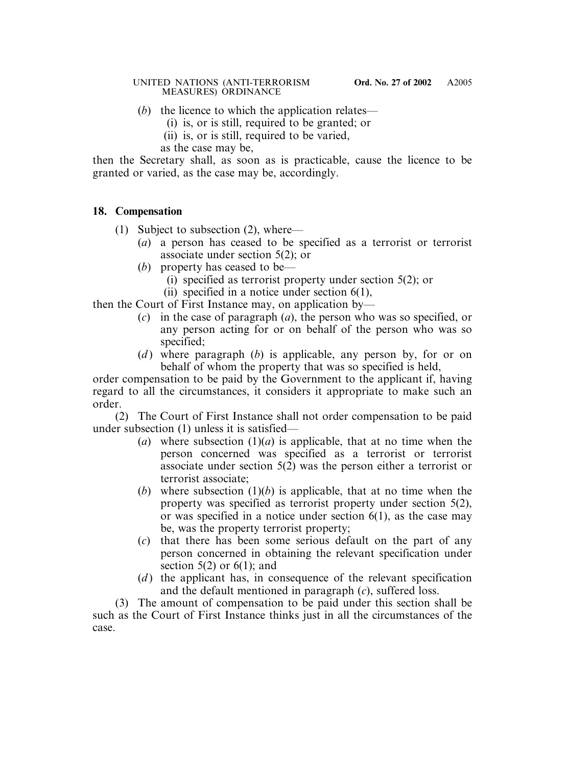(*b*) the licence to which the application relates—

(i) is, or is still, required to be granted; or

(ii) is, or is still, required to be varied,

as the case may be,

then the Secretary shall, as soon as is practicable, cause the licence to be granted or varied, as the case may be, accordingly.

**18. Compensation**

(1) Subject to subsection (2), where—

(*a*) a person has ceased to be specified as a terrorist or terrorist associate under section 5(2); or

(*b*) property has ceased to be—

(i) specified as terrorist property under section 5(2); or

(ii) specified in a notice under section 6(1),

then the Court of First Instance may, on application by—

(*c*) in the case of paragraph (*a*), the person who was so specified, or any person acting for or on behalf of the person who was so specified;

(*d*) where paragraph (*b*) is applicable, any person by, for or on behalf of whom the property that was so specified is held,

order compensation to be paid by the Government to the applicant if, having regard to all the circumstances, it considers it appropriate to make such an order.

(2) The Court of First Instance shall not order compensation to be paid under subsection (1) unless it is satisfied—

(*a*) where subsection (1)(*a*) is applicable, that at no time when the person concerned was specified as a terrorist or terrorist associate under section 5(2) was the person either a terrorist or terrorist associate;

(*b*) where subsection (1)(*b*) is applicable, that at no time when the property was specified as terrorist property under section 5(2), or was specified in a notice under section 6(1), as the case may be, was the property terrorist property;

(*c*) that there has been some serious default on the part of any person concerned in obtaining the relevant specification under section 5(2) or 6(1); and

(*d*) the applicant has, in consequence of the relevant specification and the default mentioned in paragraph (*c*), suffered loss.

(3) The amount of compensation to be paid under this section shall be such as the Court of First Instance thinks just in all the circumstances of the case.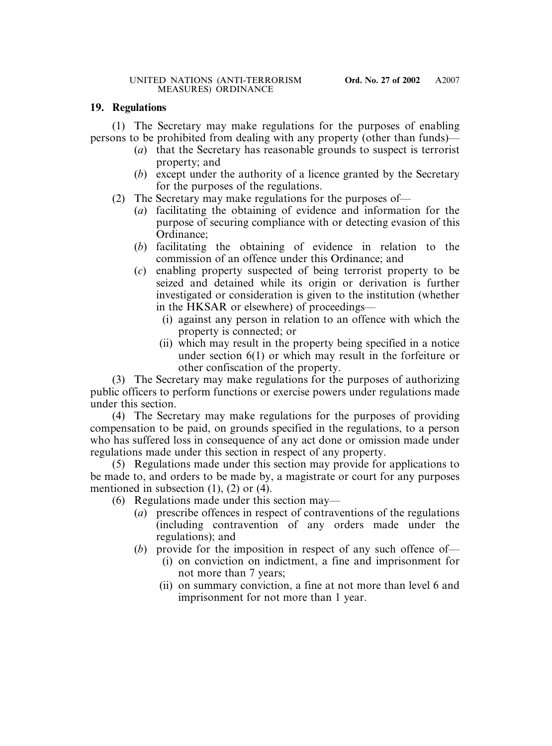## 19. Regulations

(1) The Secretary may make regulations for the purposes of enabling persons to be prohibited from dealing with any property (other than funds)—

(*a*) that the Secretary has reasonable grounds to suspect is terrorist property; and

(*b*) except under the authority of a licence granted by the Secretary for the purposes of the regulations.

(2) The Secretary may make regulations for the purposes of—

(*a*) facilitating the obtaining of evidence and information for the purpose of securing compliance with or detecting evasion of this Ordinance;

(*b*) facilitating the obtaining of evidence in relation to the commission of an offence under this Ordinance; and

(*c*) enabling property suspected of being terrorist property to be seized and detained while its origin or derivation is further investigated or consideration is given to the institution (whether in the HKSAR or elsewhere) of proceedings—

(i) against any person in relation to an offence with which the property is connected; or

(ii) which may result in the property being specified in a notice under section 6(1) or which may result in the forfeiture or other confiscation of the property.

(3) The Secretary may make regulations for the purposes of authorizing public officers to perform functions or exercise powers under regulations made under this section.

(4) The Secretary may make regulations for the purposes of providing compensation to be paid, on grounds specified in the regulations, to a person who has suffered loss in consequence of any act done or omission made under regulations made under this section in respect of any property.

(5) Regulations made under this section may provide for applications to be made to, and orders to be made by, a magistrate or court for any purposes mentioned in subsection (1), (2) or (4).

(6) Regulations made under this section may—

(*a*) prescribe offences in respect of contraventions of the regulations (including contravention of any orders made under the regulations); and

(*b*) provide for the imposition in respect of any such offence of—

(i) on conviction on indictment, a fine and imprisonment for not more than 7 years;

(ii) on summary conviction, a fine at not more than level 6 and imprisonment for not more than 1 year.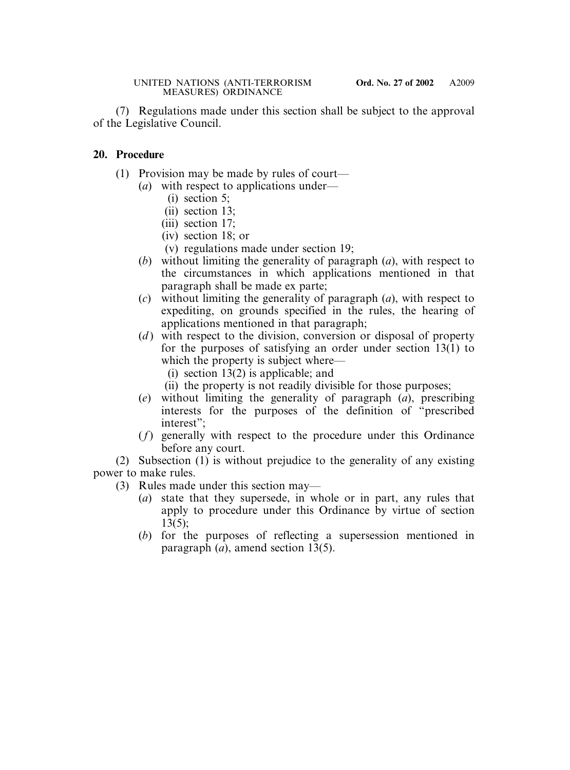(7) Regulations made under this section shall be subject to the approval of the Legislative Council.

**20. Procedure**

(1) Provision may be made by rules of court—

(*a*) with respect to applications under—

(i) section 5;

(ii) section 13;

(iii) section 17;

(iv) section 18; or

(v) regulations made under section 19;

(*b*) without limiting the generality of paragraph (*a*), with respect to the circumstances in which applications mentioned in that paragraph shall be made ex parte;

(*c*) without limiting the generality of paragraph (*a*), with respect to expediting, on grounds specified in the rules, the hearing of applications mentioned in that paragraph;

(*d*) with respect to the division, conversion or disposal of property for the purposes of satisfying an order under section 13(1) to which the property is subject where—

(i) section 13(2) is applicable; and

(ii) the property is not readily divisible for those purposes;

(*e*) without limiting the generality of paragraph (*a*), prescribing interests for the purposes of the definition of "prescribed interest";

(*f*) generally with respect to the procedure under this Ordinance before any court.

(2) Subsection (1) is without prejudice to the generality of any existing power to make rules.

(3) Rules made under this section may—

(*a*) state that they supersede, in whole or in part, any rules that apply to procedure under this Ordinance by virtue of section 13(5);

(*b*) for the purposes of reflecting a supersession mentioned in paragraph (*a*), amend section 13(5).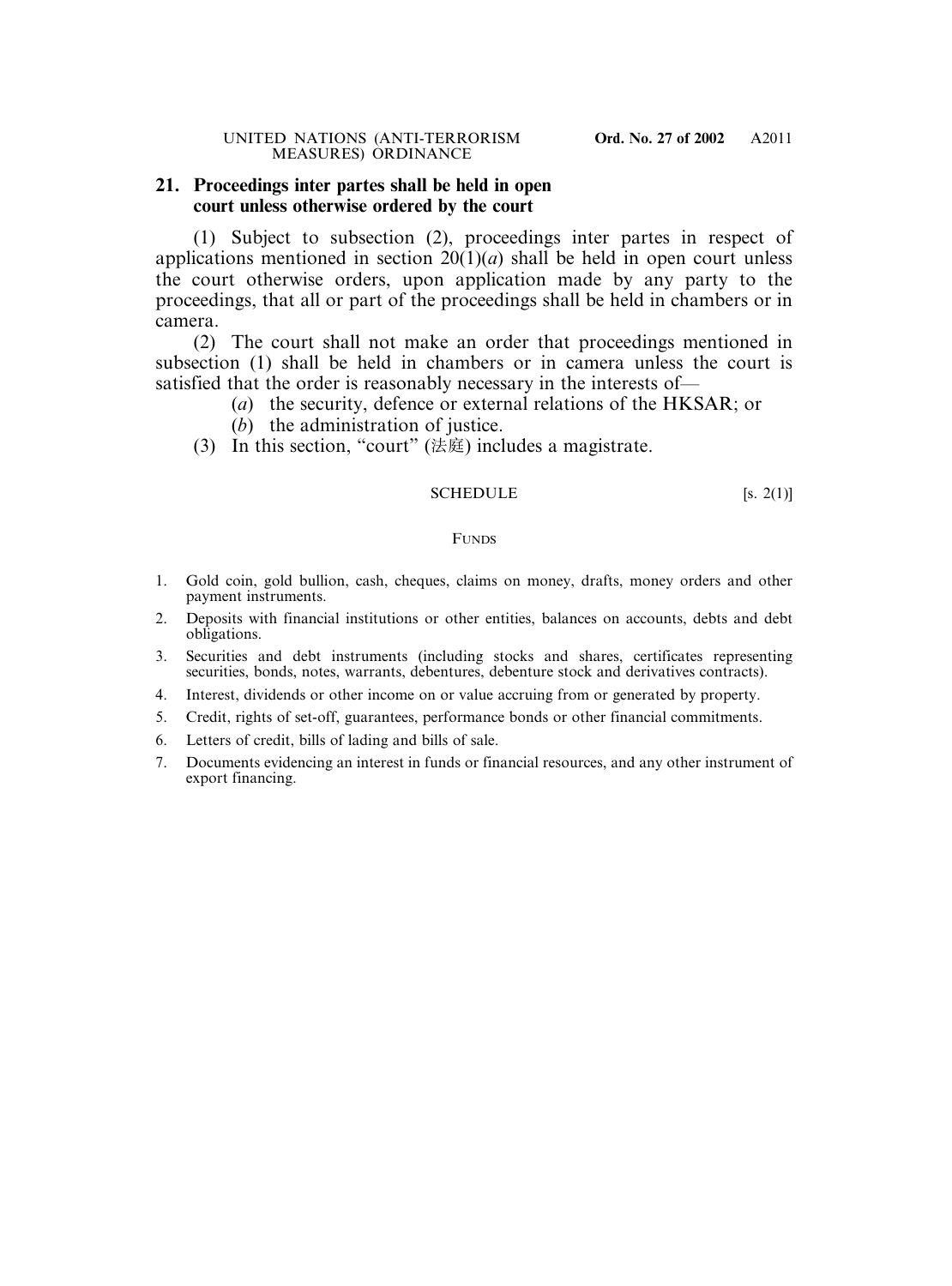### 21. Proceedings inter partes shall be held in open court unless otherwise ordered by the court

(1) Subject to subsection (2), proceedings inter partes in respect of applications mentioned in section 20(1)(*a*) shall be held in open court unless the court otherwise orders, upon application made by any party to the proceedings, that all or part of the proceedings shall be held in chambers or in camera.

(2) The court shall not make an order that proceedings mentioned in subsection (1) shall be held in chambers or in camera unless the court is satisfied that the order is reasonably necessary in the interests of—

- (*a*) the security, defence or external relations of the HKSAR; or
- (*b*) the administration of justice.

(3) In this section, "court" (法庭) includes a magistrate.

## SCHEDULE [s. 2(1)]

FUNDS

1. Gold coin, gold bullion, cash, cheques, claims on money, drafts, money orders and other payment instruments.
2. Deposits with financial institutions or other entities, balances on accounts, debts and debt obligations.
3. Securities and debt instruments (including stocks and shares, certificates representing securities, bonds, notes, warrants, debentures, debenture stock and derivatives contracts).
4. Interest, dividends or other income on or value accruing from or generated by property.
5. Credit, rights of set-off, guarantees, performance bonds or other financial commitments.
6. Letters of credit, bills of lading and bills of sale.
7. Documents evidencing an interest in funds or financial resources, and any other instrument of export financing.